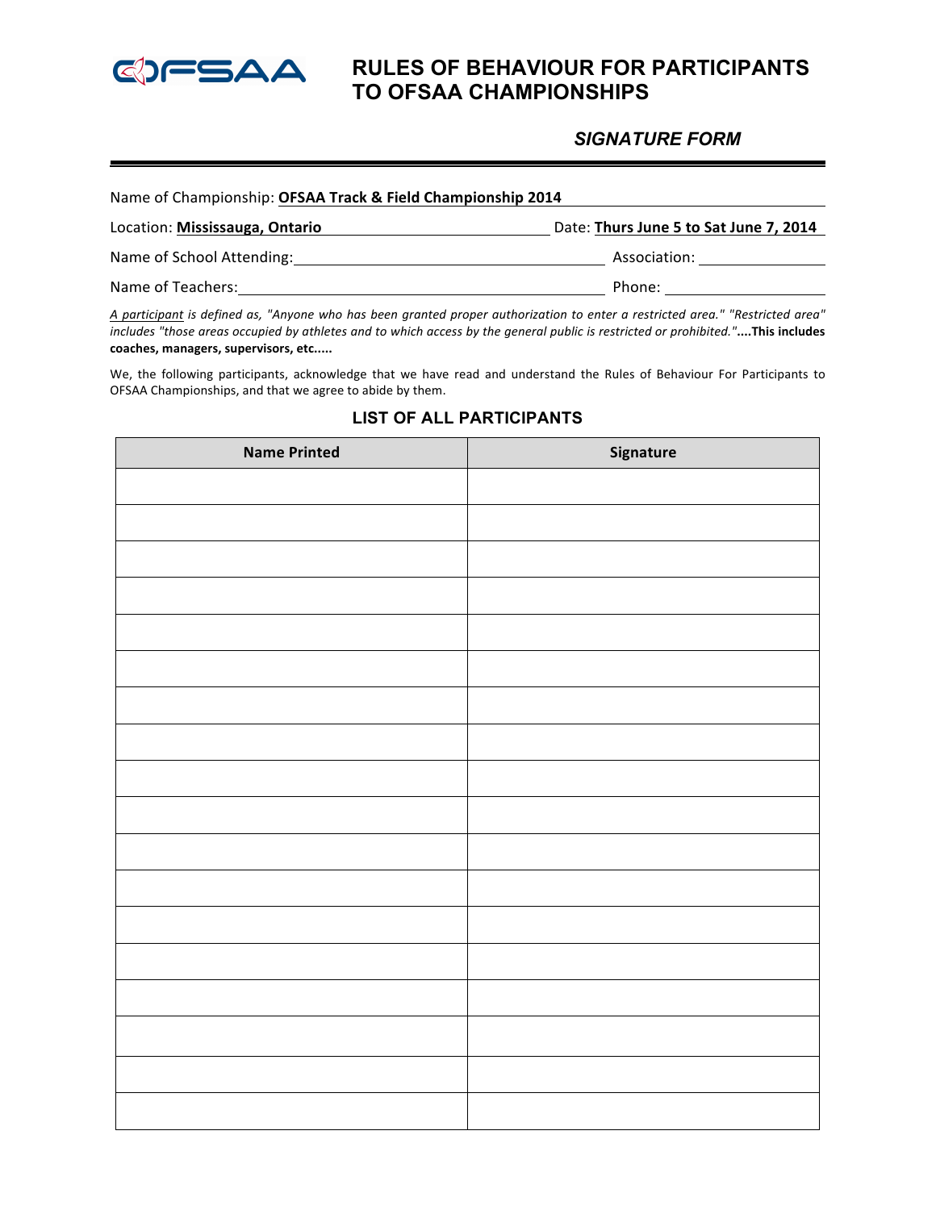# RULES OF BEHAVIOUR FOR PARTICIPANTS TO OFSAA CHAMPIONSHIPS

## *SIGNATURE FORM*

Name of Championship: **OFSAA Track & Field Championship 2014**

Location: **Mississauga, Ontario** Date: **Thurs June 5 to Sat June 7, 2014**

Name of School Attending: \_\_\_\_\_\_\_\_\_\_\_\_\_\_\_\_\_\_\_\_ Association: \_\_\_\_\_\_\_\_\_\_

Name of Teachers: \_\_\_\_\_\_\_\_\_\_\_\_\_\_\_\_\_\_\_\_ Phone: \_\_\_\_\_\_\_\_\_\_

*A participant is defined as, "Anyone who has been granted proper authorization to enter a restricted area." "Restricted area" includes "those areas occupied by athletes and to which access by the general public is restricted or prohibited."* **....This includes coaches, managers, supervisors, etc.....**

We, the following participants, acknowledge that we have read and understand the Rules of Behaviour For Participants to OFSAA Championships, and that we agree to abide by them.

### LIST OF ALL PARTICIPANTS

| Name Printed | Signature |
|---|---|
| | |
| | |
| | |
| | |
| | |
| | |
| | |
| | |
| | |
| | |
| | |
| | |
| | |
| | |
| | |
| | |
| | |
| | |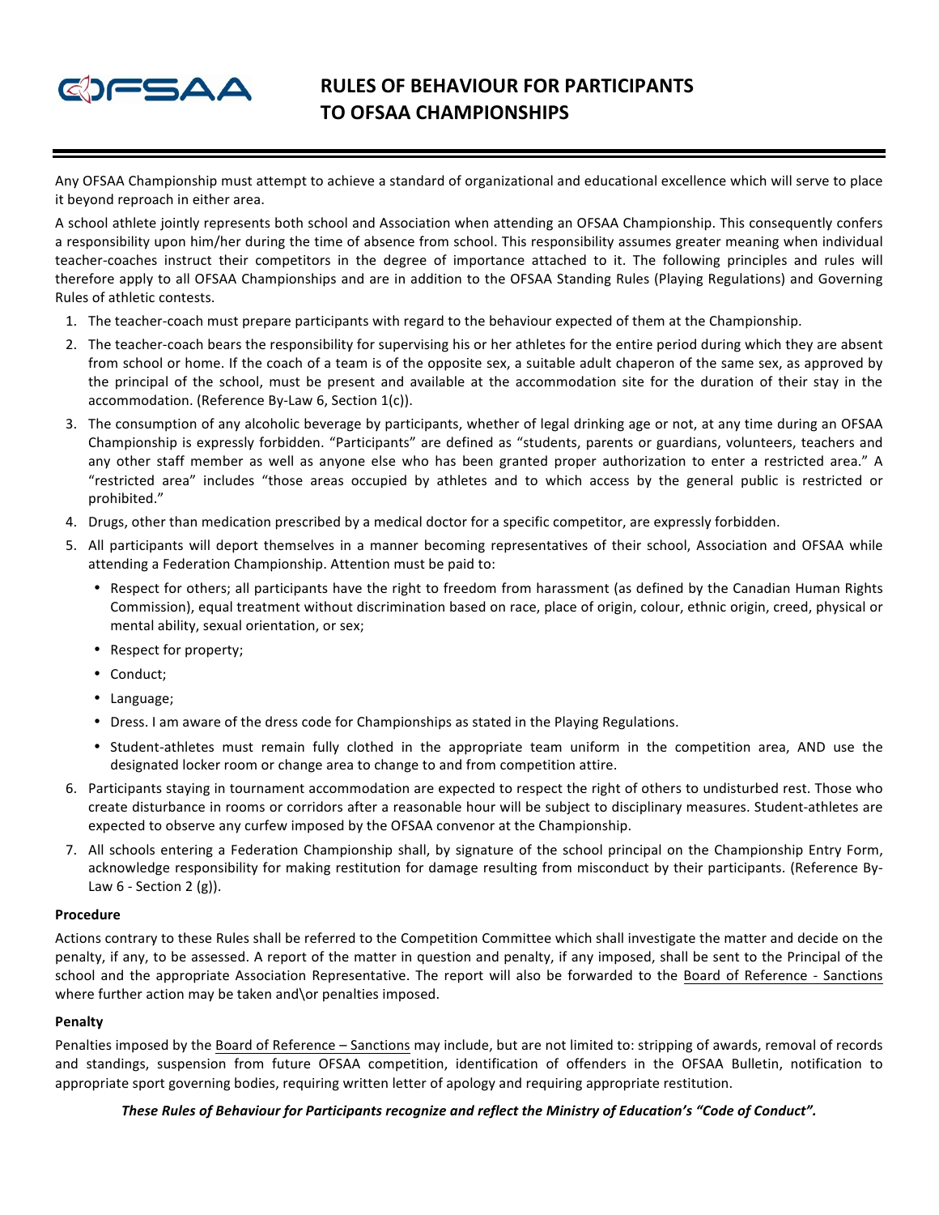# RULES OF BEHAVIOUR FOR PARTICIPANTS TO OFSAA CHAMPIONSHIPS

Any OFSAA Championship must attempt to achieve a standard of organizational and educational excellence which will serve to place it beyond reproach in either area.

A school athlete jointly represents both school and Association when attending an OFSAA Championship. This consequently confers a responsibility upon him/her during the time of absence from school. This responsibility assumes greater meaning when individual teacher-coaches instruct their competitors in the degree of importance attached to it. The following principles and rules will therefore apply to all OFSAA Championships and are in addition to the OFSAA Standing Rules (Playing Regulations) and Governing Rules of athletic contests.

1. The teacher-coach must prepare participants with regard to the behaviour expected of them at the Championship.
2. The teacher-coach bears the responsibility for supervising his or her athletes for the entire period during which they are absent from school or home. If the coach of a team is of the opposite sex, a suitable adult chaperon of the same sex, as approved by the principal of the school, must be present and available at the accommodation site for the duration of their stay in the accommodation. (Reference By-Law 6, Section 1(c)).
3. The consumption of any alcoholic beverage by participants, whether of legal drinking age or not, at any time during an OFSAA Championship is expressly forbidden. "Participants" are defined as "students, parents or guardians, volunteers, teachers and any other staff member as well as anyone else who has been granted proper authorization to enter a restricted area." A "restricted area" includes "those areas occupied by athletes and to which access by the general public is restricted or prohibited."
4. Drugs, other than medication prescribed by a medical doctor for a specific competitor, are expressly forbidden.
5. All participants will deport themselves in a manner becoming representatives of their school, Association and OFSAA while attending a Federation Championship. Attention must be paid to:
   - Respect for others; all participants have the right to freedom from harassment (as defined by the Canadian Human Rights Commission), equal treatment without discrimination based on race, place of origin, colour, ethnic origin, creed, physical or mental ability, sexual orientation, or sex;
   - Respect for property;
   - Conduct;
   - Language;
   - Dress. I am aware of the dress code for Championships as stated in the Playing Regulations.
   - Student-athletes must remain fully clothed in the appropriate team uniform in the competition area, AND use the designated locker room or change area to change to and from competition attire.
6. Participants staying in tournament accommodation are expected to respect the right of others to undisturbed rest. Those who create disturbance in rooms or corridors after a reasonable hour will be subject to disciplinary measures. Student-athletes are expected to observe any curfew imposed by the OFSAA convenor at the Championship.
7. All schools entering a Federation Championship shall, by signature of the school principal on the Championship Entry Form, acknowledge responsibility for making restitution for damage resulting from misconduct by their participants. (Reference By-Law 6 - Section 2 (g)).

**Procedure**

Actions contrary to these Rules shall be referred to the Competition Committee which shall investigate the matter and decide on the penalty, if any, to be assessed. A report of the matter in question and penalty, if any imposed, shall be sent to the Principal of the school and the appropriate Association Representative. The report will also be forwarded to the Board of Reference - Sanctions where further action may be taken and\or penalties imposed.

**Penalty**

Penalties imposed by the Board of Reference – Sanctions may include, but are not limited to: stripping of awards, removal of records and standings, suspension from future OFSAA competition, identification of offenders in the OFSAA Bulletin, notification to appropriate sport governing bodies, requiring written letter of apology and requiring appropriate restitution.

***These Rules of Behaviour for Participants recognize and reflect the Ministry of Education's "Code of Conduct".***